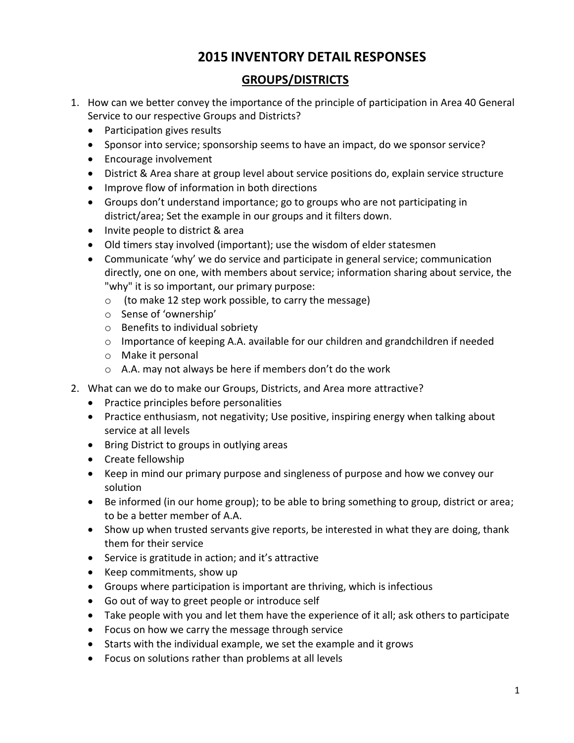# 2015 INVENTORY DETAIL RESPONSES

## GROUPS/DISTRICTS

1. How can we better convey the importance of the principle of participation in Area 40 General Service to our respective Groups and Districts?
   - Participation gives results
   - Sponsor into service; sponsorship seems to have an impact, do we sponsor service?
   - Encourage involvement
   - District & Area share at group level about service positions do, explain service structure
   - Improve flow of information in both directions
   - Groups don't understand importance; go to groups who are not participating in district/area; Set the example in our groups and it filters down.
   - Invite people to district & area
   - Old timers stay involved (important); use the wisdom of elder statesmen
   - Communicate 'why' we do service and participate in general service; communication directly, one on one, with members about service; information sharing about service, the "why" it is so important, our primary purpose:
     - (to make 12 step work possible, to carry the message)
     - Sense of 'ownership'
     - Benefits to individual sobriety
     - Importance of keeping A.A. available for our children and grandchildren if needed
     - Make it personal
     - A.A. may not always be here if members don't do the work
2. What can we do to make our Groups, Districts, and Area more attractive?
   - Practice principles before personalities
   - Practice enthusiasm, not negativity; Use positive, inspiring energy when talking about service at all levels
   - Bring District to groups in outlying areas
   - Create fellowship
   - Keep in mind our primary purpose and singleness of purpose and how we convey our solution
   - Be informed (in our home group); to be able to bring something to group, district or area; to be a better member of A.A.
   - Show up when trusted servants give reports, be interested in what they are doing, thank them for their service
   - Service is gratitude in action; and it's attractive
   - Keep commitments, show up
   - Groups where participation is important are thriving, which is infectious
   - Go out of way to greet people or introduce self
   - Take people with you and let them have the experience of it all; ask others to participate
   - Focus on how we carry the message through service
   - Starts with the individual example, we set the example and it grows
   - Focus on solutions rather than problems at all levels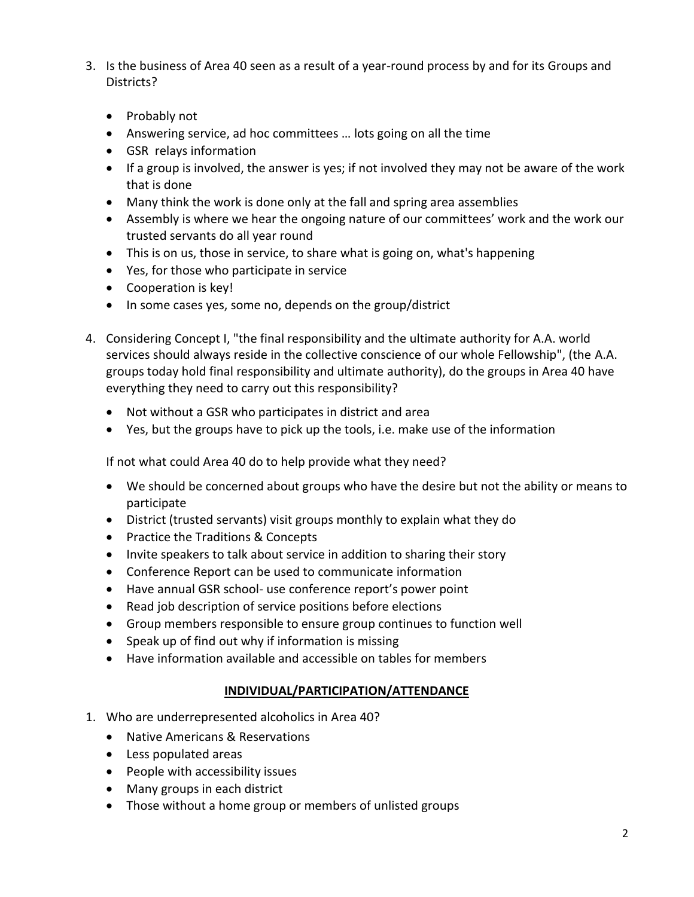3. Is the business of Area 40 seen as a result of a year-round process by and for its Groups and Districts?

    - Probably not
    - Answering service, ad hoc committees … lots going on all the time
    - GSR relays information
    - If a group is involved, the answer is yes; if not involved they may not be aware of the work that is done
    - Many think the work is done only at the fall and spring area assemblies
    - Assembly is where we hear the ongoing nature of our committees' work and the work our trusted servants do all year round
    - This is on us, those in service, to share what is going on, what's happening
    - Yes, for those who participate in service
    - Cooperation is key!
    - In some cases yes, some no, depends on the group/district

4. Considering Concept I, "the final responsibility and the ultimate authority for A.A. world services should always reside in the collective conscience of our whole Fellowship", (the A.A. groups today hold final responsibility and ultimate authority), do the groups in Area 40 have everything they need to carry out this responsibility?

    - Not without a GSR who participates in district and area
    - Yes, but the groups have to pick up the tools, i.e. make use of the information

    If not what could Area 40 do to help provide what they need?

    - We should be concerned about groups who have the desire but not the ability or means to participate
    - District (trusted servants) visit groups monthly to explain what they do
    - Practice the Traditions & Concepts
    - Invite speakers to talk about service in addition to sharing their story
    - Conference Report can be used to communicate information
    - Have annual GSR school- use conference report's power point
    - Read job description of service positions before elections
    - Group members responsible to ensure group continues to function well
    - Speak up of find out why if information is missing
    - Have information available and accessible on tables for members

## INDIVIDUAL/PARTICIPATION/ATTENDANCE

1. Who are underrepresented alcoholics in Area 40?
    - Native Americans & Reservations
    - Less populated areas
    - People with accessibility issues
    - Many groups in each district
    - Those without a home group or members of unlisted groups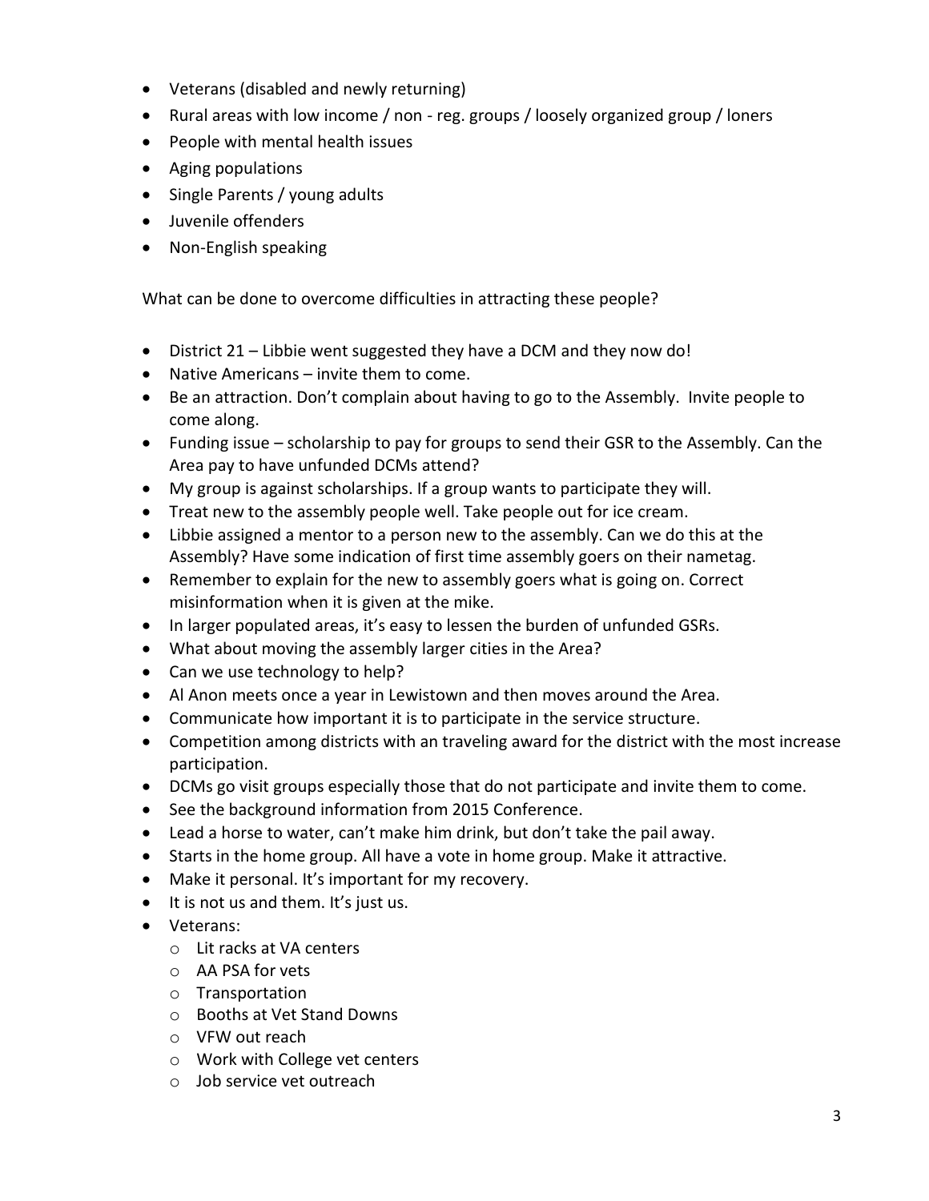- Veterans (disabled and newly returning)
- Rural areas with low income / non - reg. groups / loosely organized group / loners
- People with mental health issues
- Aging populations
- Single Parents / young adults
- Juvenile offenders
- Non-English speaking

What can be done to overcome difficulties in attracting these people?

- District 21 – Libbie went suggested they have a DCM and they now do!
- Native Americans – invite them to come.
- Be an attraction. Don't complain about having to go to the Assembly. Invite people to come along.
- Funding issue – scholarship to pay for groups to send their GSR to the Assembly. Can the Area pay to have unfunded DCMs attend?
- My group is against scholarships. If a group wants to participate they will.
- Treat new to the assembly people well. Take people out for ice cream.
- Libbie assigned a mentor to a person new to the assembly. Can we do this at the Assembly? Have some indication of first time assembly goers on their nametag.
- Remember to explain for the new to assembly goers what is going on. Correct misinformation when it is given at the mike.
- In larger populated areas, it's easy to lessen the burden of unfunded GSRs.
- What about moving the assembly larger cities in the Area?
- Can we use technology to help?
- Al Anon meets once a year in Lewistown and then moves around the Area.
- Communicate how important it is to participate in the service structure.
- Competition among districts with an traveling award for the district with the most increase participation.
- DCMs go visit groups especially those that do not participate and invite them to come.
- See the background information from 2015 Conference.
- Lead a horse to water, can't make him drink, but don't take the pail away.
- Starts in the home group. All have a vote in home group. Make it attractive.
- Make it personal. It's important for my recovery.
- It is not us and them. It's just us.
- Veterans:
  - Lit racks at VA centers
  - AA PSA for vets
  - Transportation
  - Booths at Vet Stand Downs
  - VFW out reach
  - Work with College vet centers
  - Job service vet outreach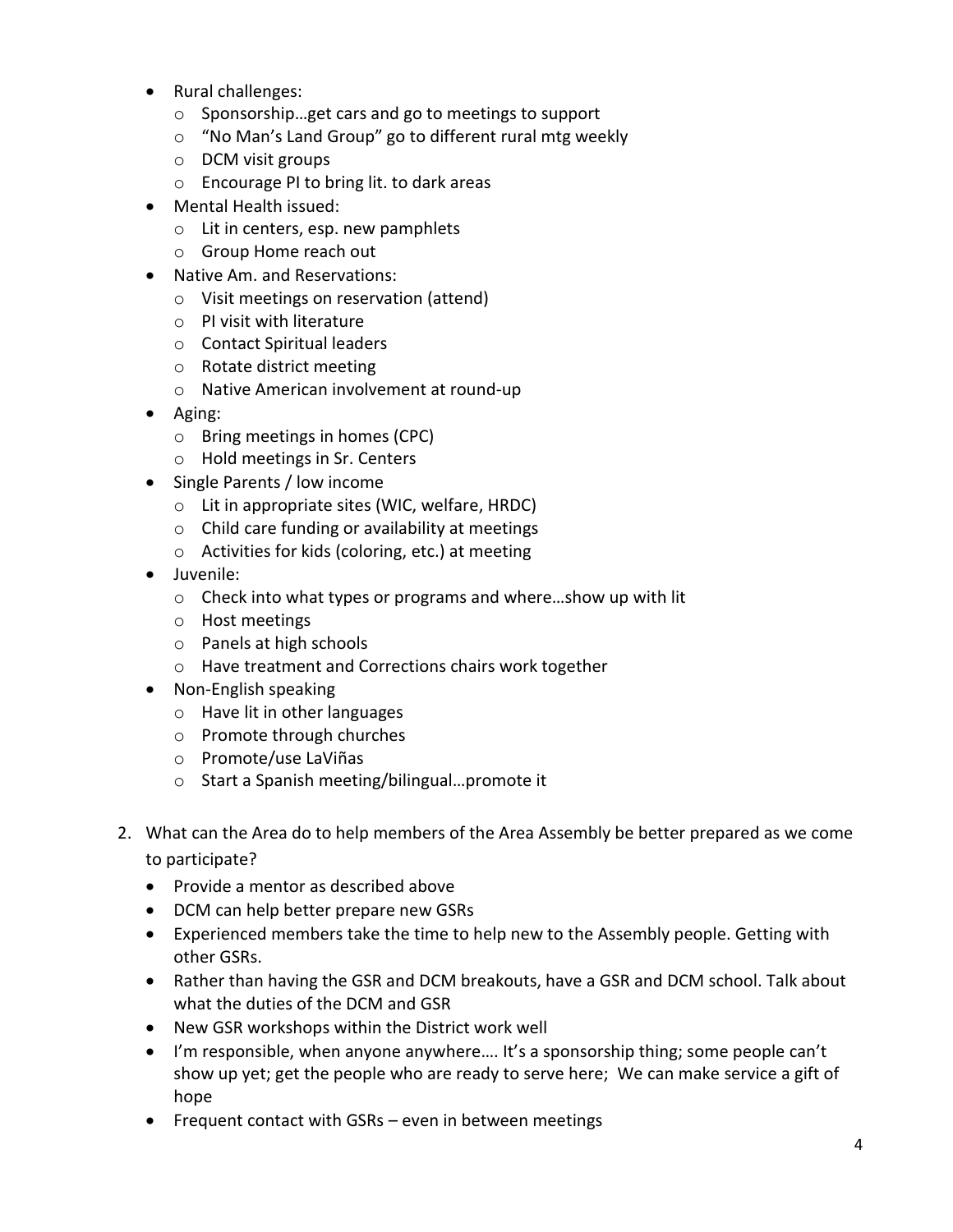- Rural challenges:
  - Sponsorship…get cars and go to meetings to support
  - "No Man's Land Group" go to different rural mtg weekly
  - DCM visit groups
  - Encourage PI to bring lit. to dark areas
- Mental Health issued:
  - Lit in centers, esp. new pamphlets
  - Group Home reach out
- Native Am. and Reservations:
  - Visit meetings on reservation (attend)
  - PI visit with literature
  - Contact Spiritual leaders
  - Rotate district meeting
  - Native American involvement at round-up
- Aging:
  - Bring meetings in homes (CPC)
  - Hold meetings in Sr. Centers
- Single Parents / low income
  - Lit in appropriate sites (WIC, welfare, HRDC)
  - Child care funding or availability at meetings
  - Activities for kids (coloring, etc.) at meeting
- Juvenile:
  - Check into what types or programs and where…show up with lit
  - Host meetings
  - Panels at high schools
  - Have treatment and Corrections chairs work together
- Non-English speaking
  - Have lit in other languages
  - Promote through churches
  - Promote/use LaViñas
  - Start a Spanish meeting/bilingual…promote it

2. What can the Area do to help members of the Area Assembly be better prepared as we come to participate?
   - Provide a mentor as described above
   - DCM can help better prepare new GSRs
   - Experienced members take the time to help new to the Assembly people. Getting with other GSRs.
   - Rather than having the GSR and DCM breakouts, have a GSR and DCM school. Talk about what the duties of the DCM and GSR
   - New GSR workshops within the District work well
   - I'm responsible, when anyone anywhere…. It's a sponsorship thing; some people can't show up yet; get the people who are ready to serve here; We can make service a gift of hope
   - Frequent contact with GSRs – even in between meetings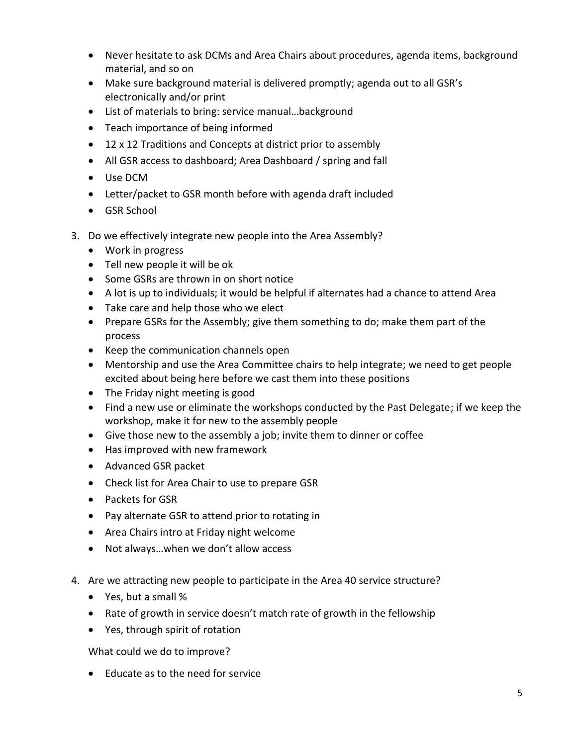- Never hesitate to ask DCMs and Area Chairs about procedures, agenda items, background material, and so on
- Make sure background material is delivered promptly; agenda out to all GSR's electronically and/or print
- List of materials to bring: service manual…background
- Teach importance of being informed
- 12 x 12 Traditions and Concepts at district prior to assembly
- All GSR access to dashboard; Area Dashboard / spring and fall
- Use DCM
- Letter/packet to GSR month before with agenda draft included
- GSR School

3. Do we effectively integrate new people into the Area Assembly?
   - Work in progress
   - Tell new people it will be ok
   - Some GSRs are thrown in on short notice
   - A lot is up to individuals; it would be helpful if alternates had a chance to attend Area
   - Take care and help those who we elect
   - Prepare GSRs for the Assembly; give them something to do; make them part of the process
   - Keep the communication channels open
   - Mentorship and use the Area Committee chairs to help integrate; we need to get people excited about being here before we cast them into these positions
   - The Friday night meeting is good
   - Find a new use or eliminate the workshops conducted by the Past Delegate; if we keep the workshop, make it for new to the assembly people
   - Give those new to the assembly a job; invite them to dinner or coffee
   - Has improved with new framework
   - Advanced GSR packet
   - Check list for Area Chair to use to prepare GSR
   - Packets for GSR
   - Pay alternate GSR to attend prior to rotating in
   - Area Chairs intro at Friday night welcome
   - Not always…when we don't allow access

4. Are we attracting new people to participate in the Area 40 service structure?
   - Yes, but a small %
   - Rate of growth in service doesn't match rate of growth in the fellowship
   - Yes, through spirit of rotation

   What could we do to improve?

   - Educate as to the need for service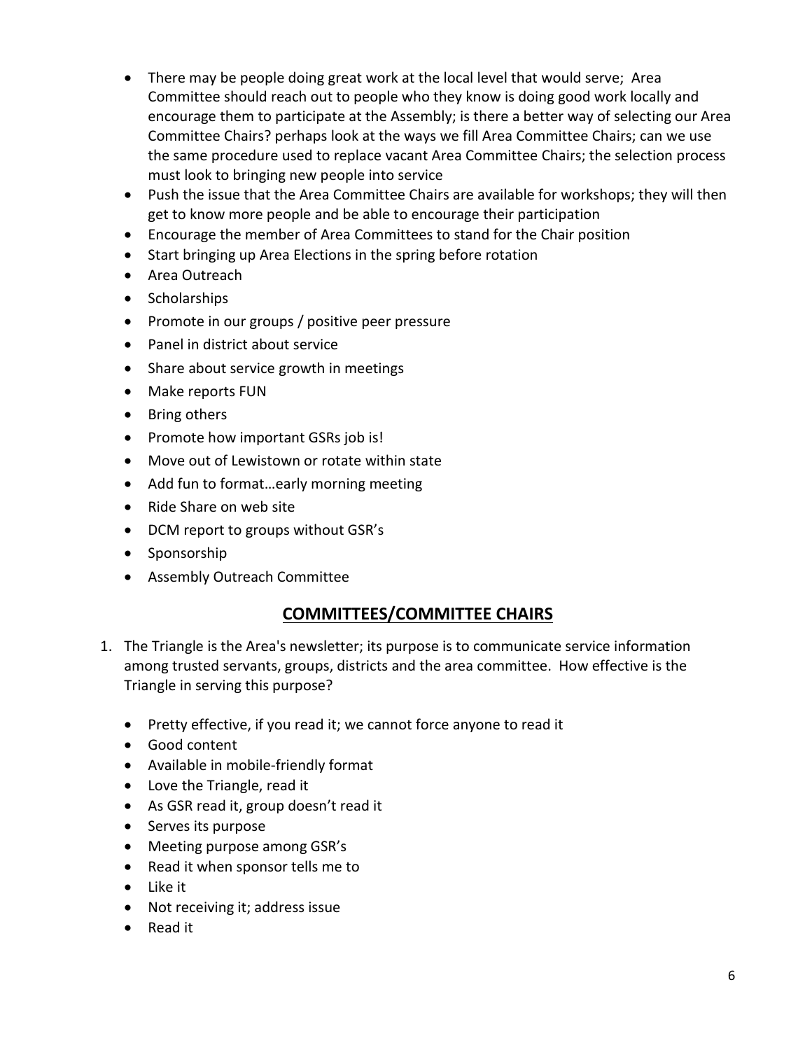- There may be people doing great work at the local level that would serve; Area Committee should reach out to people who they know is doing good work locally and encourage them to participate at the Assembly; is there a better way of selecting our Area Committee Chairs? perhaps look at the ways we fill Area Committee Chairs; can we use the same procedure used to replace vacant Area Committee Chairs; the selection process must look to bringing new people into service
- Push the issue that the Area Committee Chairs are available for workshops; they will then get to know more people and be able to encourage their participation
- Encourage the member of Area Committees to stand for the Chair position
- Start bringing up Area Elections in the spring before rotation
- Area Outreach
- Scholarships
- Promote in our groups / positive peer pressure
- Panel in district about service
- Share about service growth in meetings
- Make reports FUN
- Bring others
- Promote how important GSRs job is!
- Move out of Lewistown or rotate within state
- Add fun to format…early morning meeting
- Ride Share on web site
- DCM report to groups without GSR's
- Sponsorship
- Assembly Outreach Committee

## COMMITTEES/COMMITTEE CHAIRS

1. The Triangle is the Area's newsletter; its purpose is to communicate service information among trusted servants, groups, districts and the area committee. How effective is the Triangle in serving this purpose?

   - Pretty effective, if you read it; we cannot force anyone to read it
   - Good content
   - Available in mobile-friendly format
   - Love the Triangle, read it
   - As GSR read it, group doesn't read it
   - Serves its purpose
   - Meeting purpose among GSR's
   - Read it when sponsor tells me to
   - Like it
   - Not receiving it; address issue
   - Read it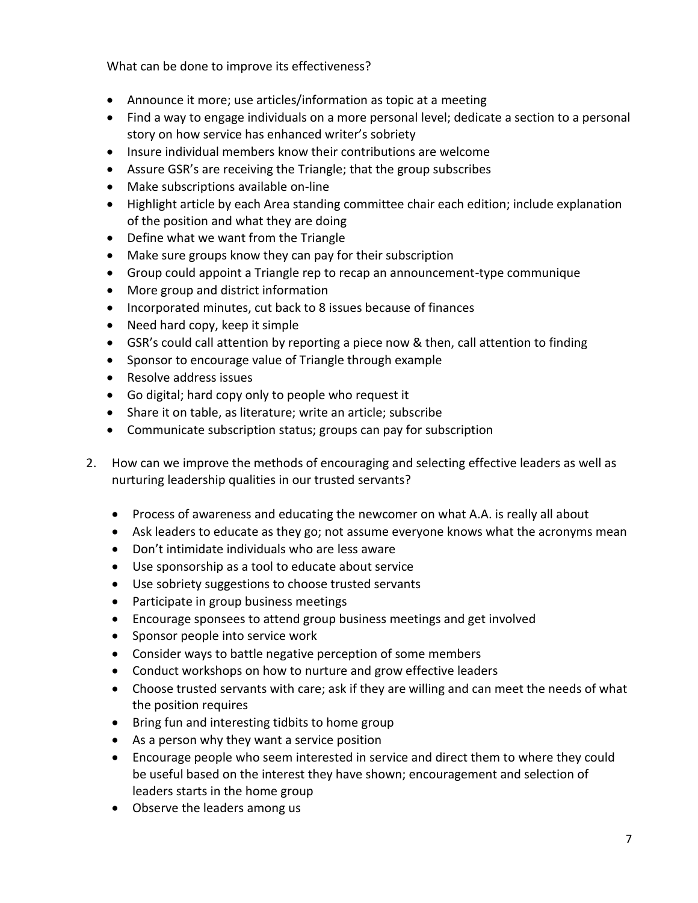What can be done to improve its effectiveness?

- Announce it more; use articles/information as topic at a meeting
- Find a way to engage individuals on a more personal level; dedicate a section to a personal story on how service has enhanced writer's sobriety
- Insure individual members know their contributions are welcome
- Assure GSR's are receiving the Triangle; that the group subscribes
- Make subscriptions available on-line
- Highlight article by each Area standing committee chair each edition; include explanation of the position and what they are doing
- Define what we want from the Triangle
- Make sure groups know they can pay for their subscription
- Group could appoint a Triangle rep to recap an announcement-type communique
- More group and district information
- Incorporated minutes, cut back to 8 issues because of finances
- Need hard copy, keep it simple
- GSR's could call attention by reporting a piece now & then, call attention to finding
- Sponsor to encourage value of Triangle through example
- Resolve address issues
- Go digital; hard copy only to people who request it
- Share it on table, as literature; write an article; subscribe
- Communicate subscription status; groups can pay for subscription

2. How can we improve the methods of encouraging and selecting effective leaders as well as nurturing leadership qualities in our trusted servants?

    - Process of awareness and educating the newcomer on what A.A. is really all about
    - Ask leaders to educate as they go; not assume everyone knows what the acronyms mean
    - Don't intimidate individuals who are less aware
    - Use sponsorship as a tool to educate about service
    - Use sobriety suggestions to choose trusted servants
    - Participate in group business meetings
    - Encourage sponsees to attend group business meetings and get involved
    - Sponsor people into service work
    - Consider ways to battle negative perception of some members
    - Conduct workshops on how to nurture and grow effective leaders
    - Choose trusted servants with care; ask if they are willing and can meet the needs of what the position requires
    - Bring fun and interesting tidbits to home group
    - As a person why they want a service position
    - Encourage people who seem interested in service and direct them to where they could be useful based on the interest they have shown; encouragement and selection of leaders starts in the home group
    - Observe the leaders among us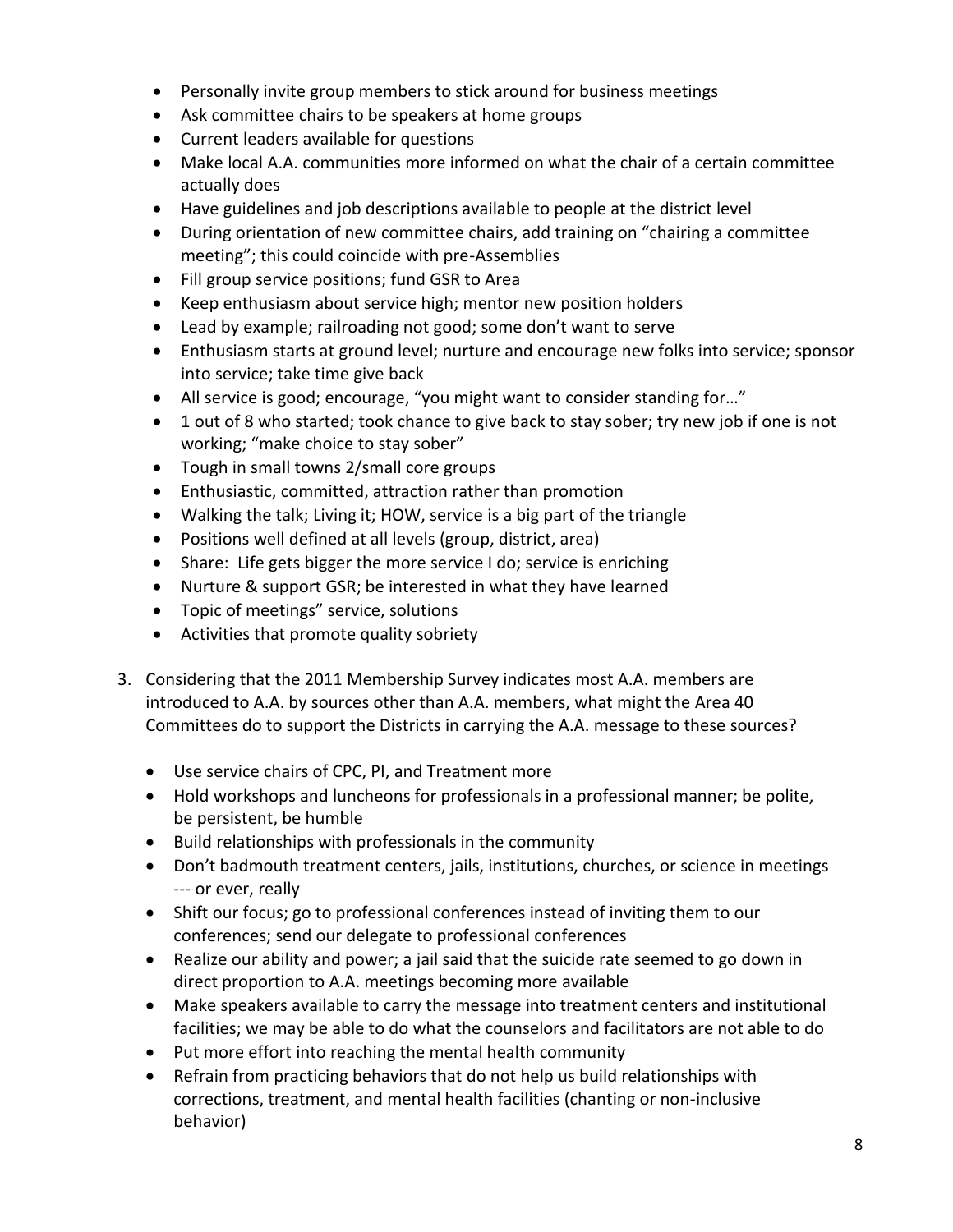- Personally invite group members to stick around for business meetings
- Ask committee chairs to be speakers at home groups
- Current leaders available for questions
- Make local A.A. communities more informed on what the chair of a certain committee actually does
- Have guidelines and job descriptions available to people at the district level
- During orientation of new committee chairs, add training on "chairing a committee meeting"; this could coincide with pre-Assemblies
- Fill group service positions; fund GSR to Area
- Keep enthusiasm about service high; mentor new position holders
- Lead by example; railroading not good; some don't want to serve
- Enthusiasm starts at ground level; nurture and encourage new folks into service; sponsor into service; take time give back
- All service is good; encourage, "you might want to consider standing for…"
- 1 out of 8 who started; took chance to give back to stay sober; try new job if one is not working; "make choice to stay sober"
- Tough in small towns 2/small core groups
- Enthusiastic, committed, attraction rather than promotion
- Walking the talk; Living it; HOW, service is a big part of the triangle
- Positions well defined at all levels (group, district, area)
- Share: Life gets bigger the more service I do; service is enriching
- Nurture & support GSR; be interested in what they have learned
- Topic of meetings" service, solutions
- Activities that promote quality sobriety

3. Considering that the 2011 Membership Survey indicates most A.A. members are introduced to A.A. by sources other than A.A. members, what might the Area 40 Committees do to support the Districts in carrying the A.A. message to these sources?

    - Use service chairs of CPC, PI, and Treatment more
    - Hold workshops and luncheons for professionals in a professional manner; be polite, be persistent, be humble
    - Build relationships with professionals in the community
    - Don't badmouth treatment centers, jails, institutions, churches, or science in meetings --- or ever, really
    - Shift our focus; go to professional conferences instead of inviting them to our conferences; send our delegate to professional conferences
    - Realize our ability and power; a jail said that the suicide rate seemed to go down in direct proportion to A.A. meetings becoming more available
    - Make speakers available to carry the message into treatment centers and institutional facilities; we may be able to do what the counselors and facilitators are not able to do
    - Put more effort into reaching the mental health community
    - Refrain from practicing behaviors that do not help us build relationships with corrections, treatment, and mental health facilities (chanting or non-inclusive behavior)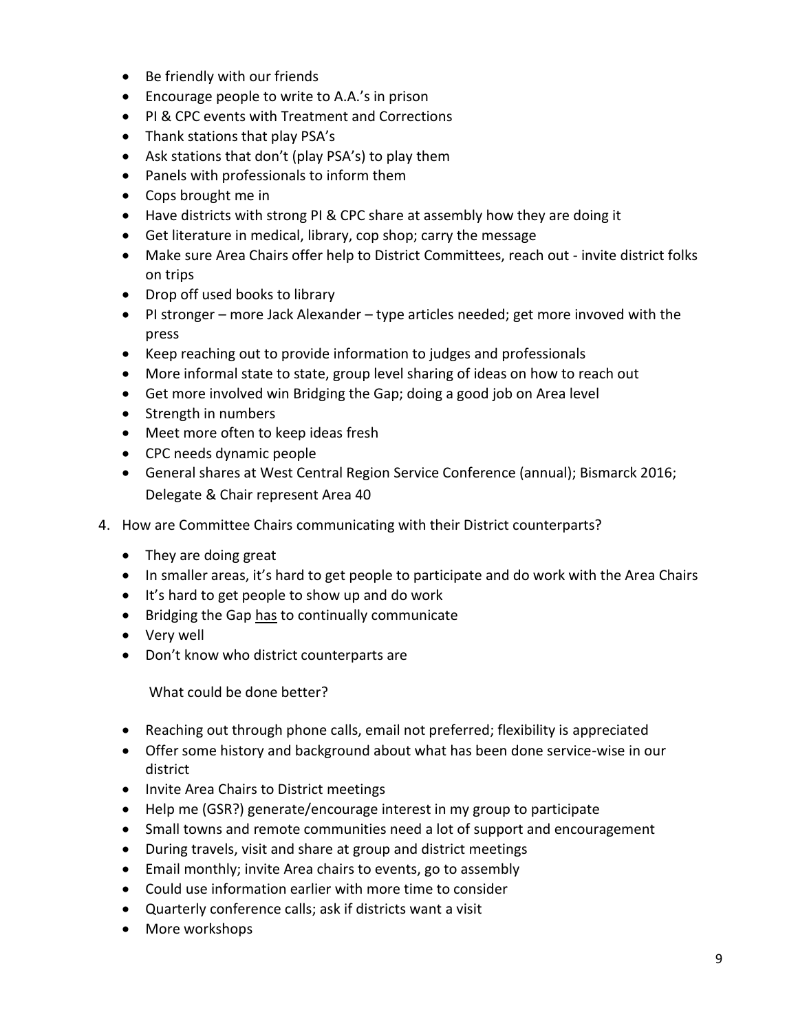- Be friendly with our friends
- Encourage people to write to A.A.'s in prison
- PI & CPC events with Treatment and Corrections
- Thank stations that play PSA's
- Ask stations that don't (play PSA's) to play them
- Panels with professionals to inform them
- Cops brought me in
- Have districts with strong PI & CPC share at assembly how they are doing it
- Get literature in medical, library, cop shop; carry the message
- Make sure Area Chairs offer help to District Committees, reach out - invite district folks on trips
- Drop off used books to library
- PI stronger – more Jack Alexander – type articles needed; get more invoved with the press
- Keep reaching out to provide information to judges and professionals
- More informal state to state, group level sharing of ideas on how to reach out
- Get more involved win Bridging the Gap; doing a good job on Area level
- Strength in numbers
- Meet more often to keep ideas fresh
- CPC needs dynamic people
- General shares at West Central Region Service Conference (annual); Bismarck 2016; Delegate & Chair represent Area 40

4. How are Committee Chairs communicating with their District counterparts?

   - They are doing great
   - In smaller areas, it's hard to get people to participate and do work with the Area Chairs
   - It's hard to get people to show up and do work
   - Bridging the Gap <u>has</u> to continually communicate
   - Very well
   - Don't know who district counterparts are

   What could be done better?

   - Reaching out through phone calls, email not preferred; flexibility is appreciated
   - Offer some history and background about what has been done service-wise in our district
   - Invite Area Chairs to District meetings
   - Help me (GSR?) generate/encourage interest in my group to participate
   - Small towns and remote communities need a lot of support and encouragement
   - During travels, visit and share at group and district meetings
   - Email monthly; invite Area chairs to events, go to assembly
   - Could use information earlier with more time to consider
   - Quarterly conference calls; ask if districts want a visit
   - More workshops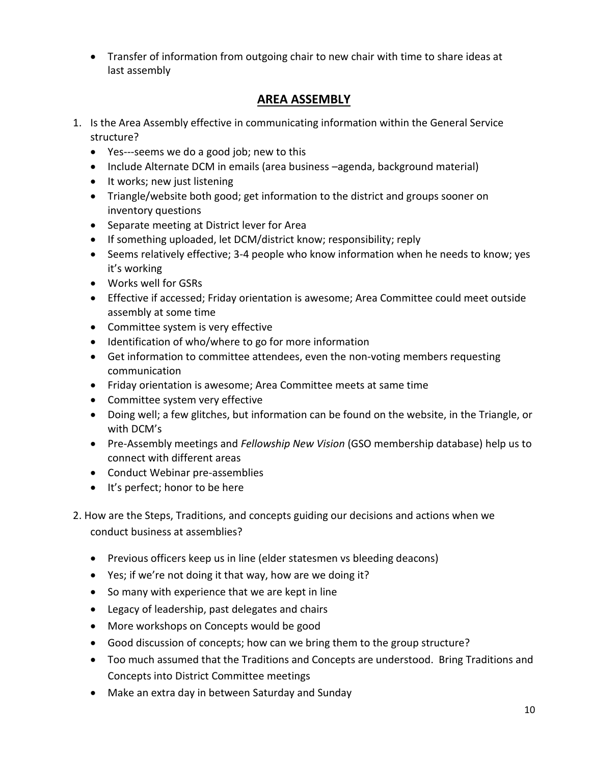- Transfer of information from outgoing chair to new chair with time to share ideas at last assembly

## AREA ASSEMBLY

1. Is the Area Assembly effective in communicating information within the General Service structure?
   - Yes---seems we do a good job; new to this
   - Include Alternate DCM in emails (area business –agenda, background material)
   - It works; new just listening
   - Triangle/website both good; get information to the district and groups sooner on inventory questions
   - Separate meeting at District lever for Area
   - If something uploaded, let DCM/district know; responsibility; reply
   - Seems relatively effective; 3-4 people who know information when he needs to know; yes it's working
   - Works well for GSRs
   - Effective if accessed; Friday orientation is awesome; Area Committee could meet outside assembly at some time
   - Committee system is very effective
   - Identification of who/where to go for more information
   - Get information to committee attendees, even the non-voting members requesting communication
   - Friday orientation is awesome; Area Committee meets at same time
   - Committee system very effective
   - Doing well; a few glitches, but information can be found on the website, in the Triangle, or with DCM's
   - Pre-Assembly meetings and *Fellowship New Vision* (GSO membership database) help us to connect with different areas
   - Conduct Webinar pre-assemblies
   - It's perfect; honor to be here

2. How are the Steps, Traditions, and concepts guiding our decisions and actions when we conduct business at assemblies?
   - Previous officers keep us in line (elder statesmen vs bleeding deacons)
   - Yes; if we're not doing it that way, how are we doing it?
   - So many with experience that we are kept in line
   - Legacy of leadership, past delegates and chairs
   - More workshops on Concepts would be good
   - Good discussion of concepts; how can we bring them to the group structure?
   - Too much assumed that the Traditions and Concepts are understood. Bring Traditions and Concepts into District Committee meetings
   - Make an extra day in between Saturday and Sunday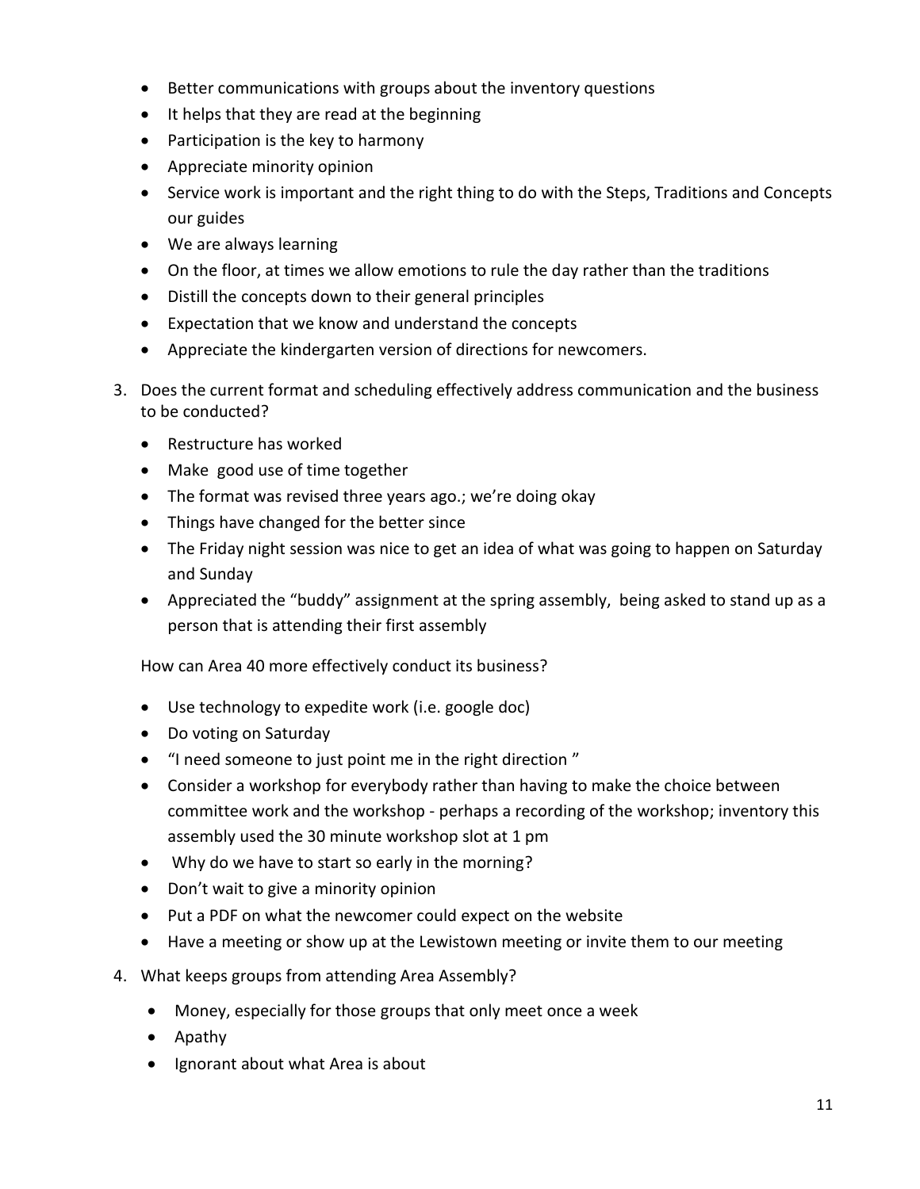- Better communications with groups about the inventory questions
- It helps that they are read at the beginning
- Participation is the key to harmony
- Appreciate minority opinion
- Service work is important and the right thing to do with the Steps, Traditions and Concepts our guides
- We are always learning
- On the floor, at times we allow emotions to rule the day rather than the traditions
- Distill the concepts down to their general principles
- Expectation that we know and understand the concepts
- Appreciate the kindergarten version of directions for newcomers.

3. Does the current format and scheduling effectively address communication and the business to be conducted?

   - Restructure has worked
   - Make good use of time together
   - The format was revised three years ago.; we're doing okay
   - Things have changed for the better since
   - The Friday night session was nice to get an idea of what was going to happen on Saturday and Sunday
   - Appreciated the "buddy" assignment at the spring assembly, being asked to stand up as a person that is attending their first assembly

   How can Area 40 more effectively conduct its business?

   - Use technology to expedite work (i.e. google doc)
   - Do voting on Saturday
   - "I need someone to just point me in the right direction "
   - Consider a workshop for everybody rather than having to make the choice between committee work and the workshop - perhaps a recording of the workshop; inventory this assembly used the 30 minute workshop slot at 1 pm
   - Why do we have to start so early in the morning?
   - Don't wait to give a minority opinion
   - Put a PDF on what the newcomer could expect on the website
   - Have a meeting or show up at the Lewistown meeting or invite them to our meeting

4. What keeps groups from attending Area Assembly?

   - Money, especially for those groups that only meet once a week
   - Apathy
   - Ignorant about what Area is about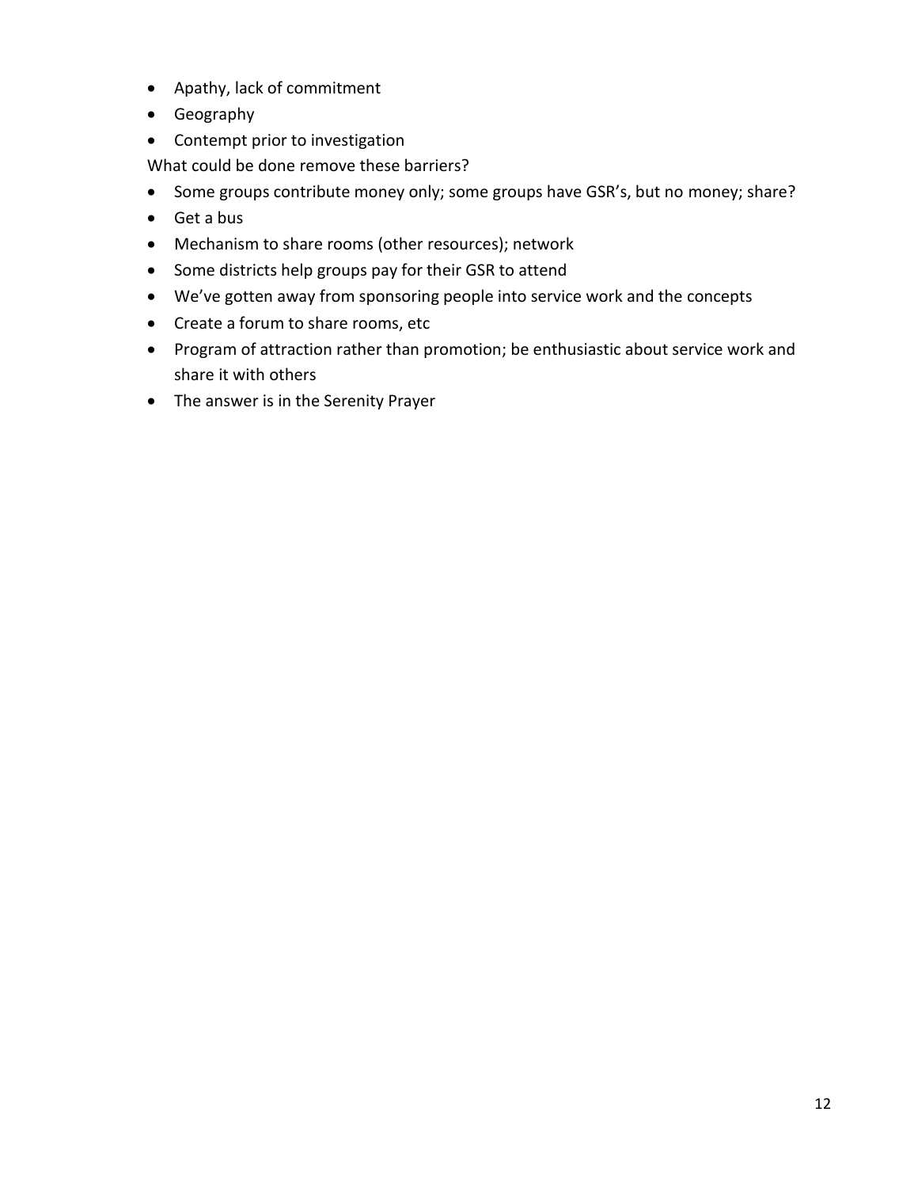- Apathy, lack of commitment
- Geography
- Contempt prior to investigation

What could be done remove these barriers?

- Some groups contribute money only; some groups have GSR's, but no money; share?
- Get a bus
- Mechanism to share rooms (other resources); network
- Some districts help groups pay for their GSR to attend
- We've gotten away from sponsoring people into service work and the concepts
- Create a forum to share rooms, etc
- Program of attraction rather than promotion; be enthusiastic about service work and share it with others
- The answer is in the Serenity Prayer